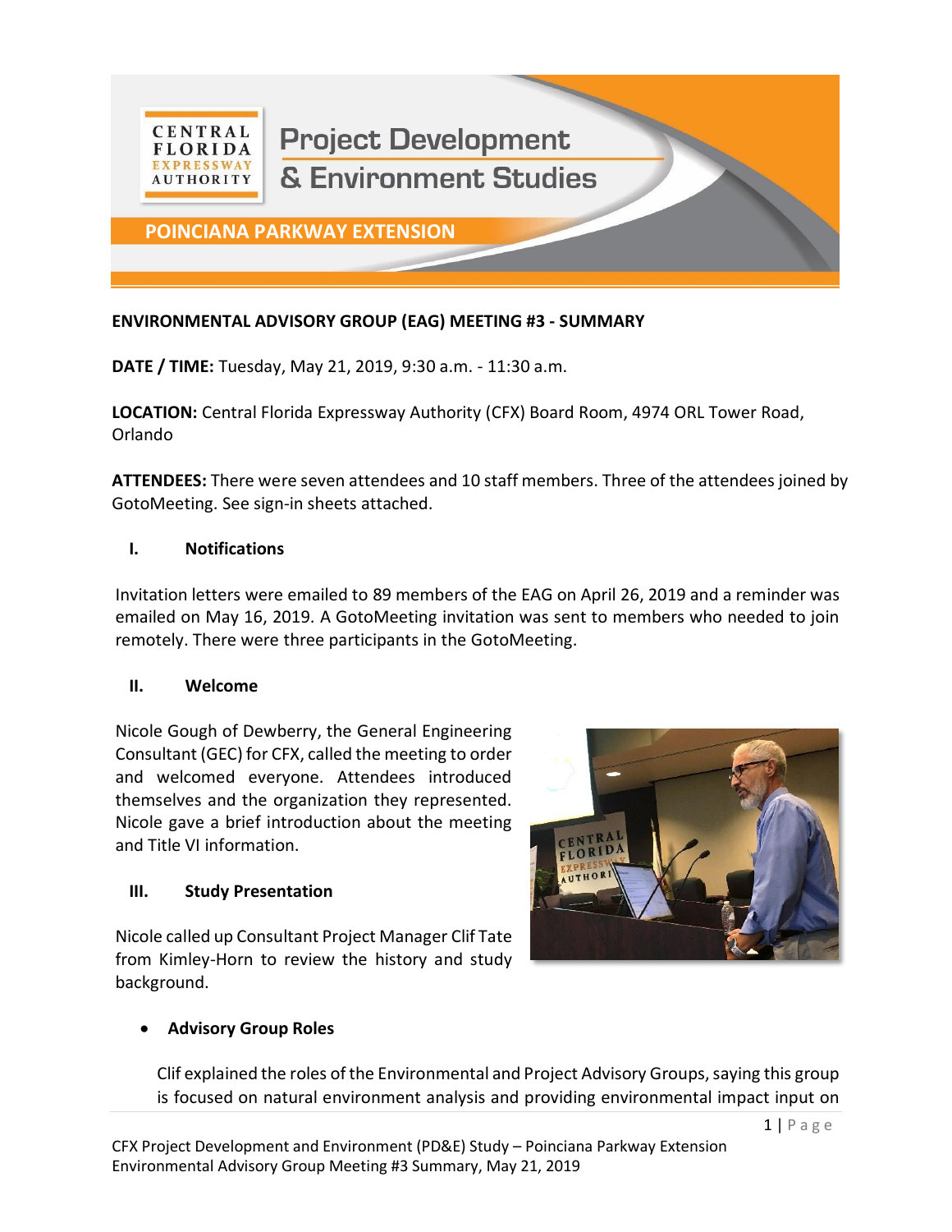# Project Development & Environment Studies

## POINCIANA PARKWAY EXTENSION

**ENVIRONMENTAL ADVISORY GROUP (EAG) MEETING #3 - SUMMARY**

**DATE / TIME:** Tuesday, May 21, 2019, 9:30 a.m. - 11:30 a.m.

**LOCATION:** Central Florida Expressway Authority (CFX) Board Room, 4974 ORL Tower Road, Orlando

**ATTENDEES:** There were seven attendees and 10 staff members. Three of the attendees joined by GotoMeeting. See sign-in sheets attached.

### I. Notifications

Invitation letters were emailed to 89 members of the EAG on April 26, 2019 and a reminder was emailed on May 16, 2019. A GotoMeeting invitation was sent to members who needed to join remotely. There were three participants in the GotoMeeting.

### II. Welcome

Nicole Gough of Dewberry, the General Engineering Consultant (GEC) for CFX, called the meeting to order and welcomed everyone. Attendees introduced themselves and the organization they represented. Nicole gave a brief introduction about the meeting and Title VI information.

### III. Study Presentation

Nicole called up Consultant Project Manager Clif Tate from Kimley-Horn to review the history and study background.

- **Advisory Group Roles**

Clif explained the roles of the Environmental and Project Advisory Groups, saying this group is focused on natural environment analysis and providing environmental impact input on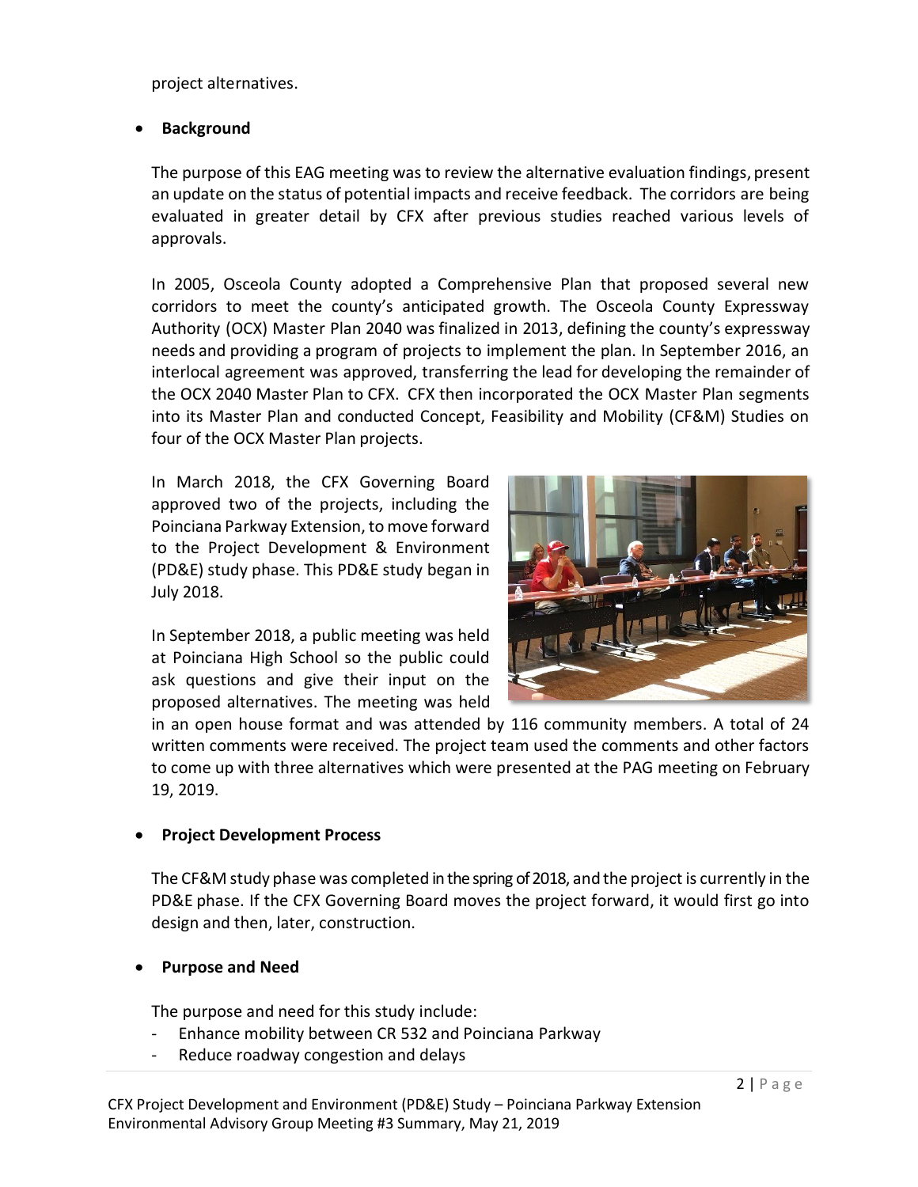project alternatives.

- **Background**

  The purpose of this EAG meeting was to review the alternative evaluation findings, present an update on the status of potential impacts and receive feedback. The corridors are being evaluated in greater detail by CFX after previous studies reached various levels of approvals.

  In 2005, Osceola County adopted a Comprehensive Plan that proposed several new corridors to meet the county's anticipated growth. The Osceola County Expressway Authority (OCX) Master Plan 2040 was finalized in 2013, defining the county's expressway needs and providing a program of projects to implement the plan. In September 2016, an interlocal agreement was approved, transferring the lead for developing the remainder of the OCX 2040 Master Plan to CFX. CFX then incorporated the OCX Master Plan segments into its Master Plan and conducted Concept, Feasibility and Mobility (CF&M) Studies on four of the OCX Master Plan projects.

  In March 2018, the CFX Governing Board approved two of the projects, including the Poinciana Parkway Extension, to move forward to the Project Development & Environment (PD&E) study phase. This PD&E study began in July 2018.

  In September 2018, a public meeting was held at Poinciana High School so the public could ask questions and give their input on the proposed alternatives. The meeting was held in an open house format and was attended by 116 community members. A total of 24 written comments were received. The project team used the comments and other factors to come up with three alternatives which were presented at the PAG meeting on February 19, 2019.

- **Project Development Process**

  The CF&M study phase was completed in the spring of 2018, and the project is currently in the PD&E phase. If the CFX Governing Board moves the project forward, it would first go into design and then, later, construction.

- **Purpose and Need**

  The purpose and need for this study include:
  - Enhance mobility between CR 532 and Poinciana Parkway
  - Reduce roadway congestion and delays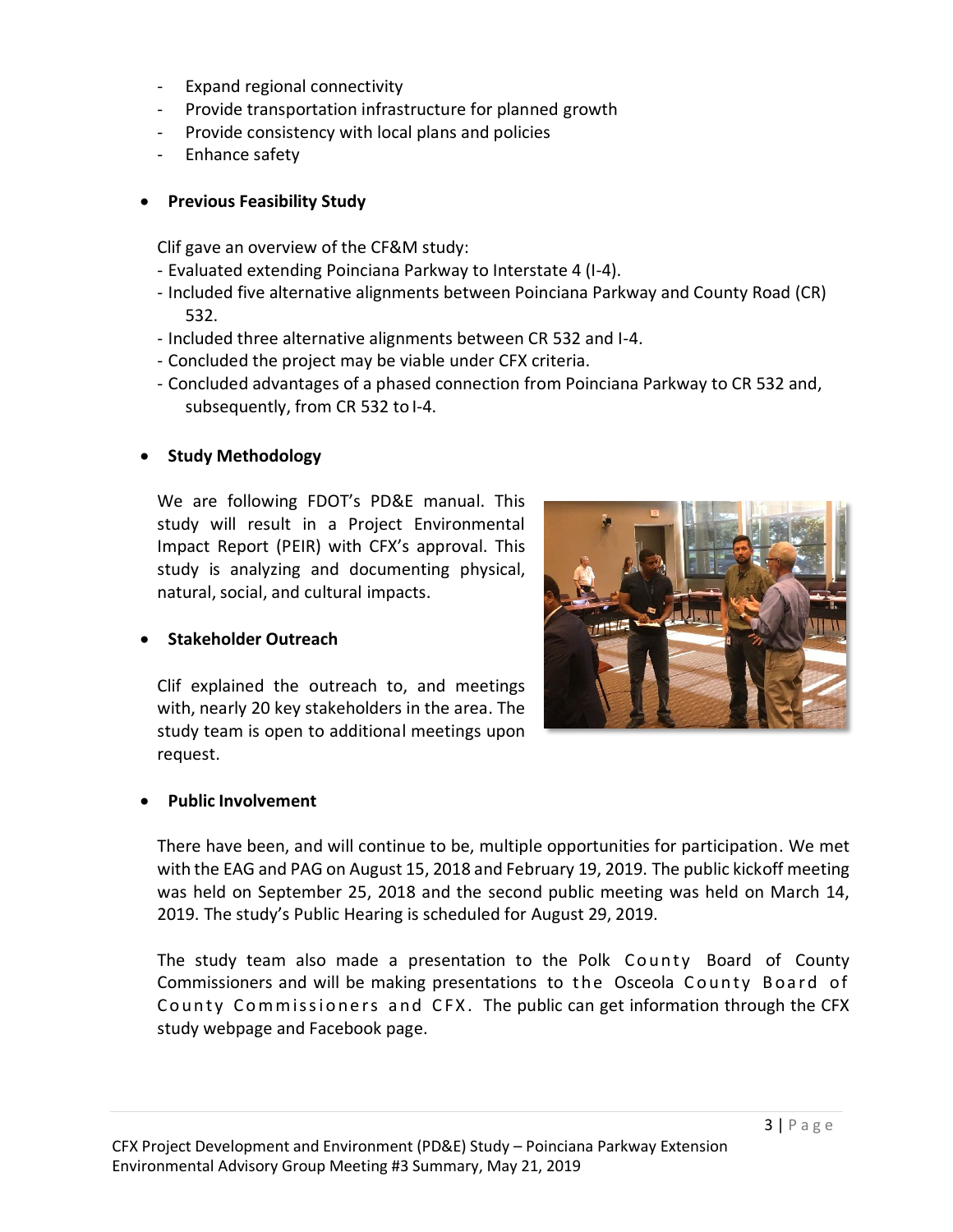- Expand regional connectivity
- Provide transportation infrastructure for planned growth
- Provide consistency with local plans and policies
- Enhance safety

- **Previous Feasibility Study**

  Clif gave an overview of the CF&M study:
  - Evaluated extending Poinciana Parkway to Interstate 4 (I-4).
  - Included five alternative alignments between Poinciana Parkway and County Road (CR) 532.
  - Included three alternative alignments between CR 532 and I-4.
  - Concluded the project may be viable under CFX criteria.
  - Concluded advantages of a phased connection from Poinciana Parkway to CR 532 and, subsequently, from CR 532 to I-4.

- **Study Methodology**

  We are following FDOT's PD&E manual. This study will result in a Project Environmental Impact Report (PEIR) with CFX's approval. This study is analyzing and documenting physical, natural, social, and cultural impacts.

- **Stakeholder Outreach**

  Clif explained the outreach to, and meetings with, nearly 20 key stakeholders in the area. The study team is open to additional meetings upon request.

- **Public Involvement**

  There have been, and will continue to be, multiple opportunities for participation. We met with the EAG and PAG on August 15, 2018 and February 19, 2019. The public kickoff meeting was held on September 25, 2018 and the second public meeting was held on March 14, 2019. The study's Public Hearing is scheduled for August 29, 2019.

  The study team also made a presentation to the Polk County Board of County Commissioners and will be making presentations to the Osceola County Board of County Commissioners and CFX. The public can get information through the CFX study webpage and Facebook page.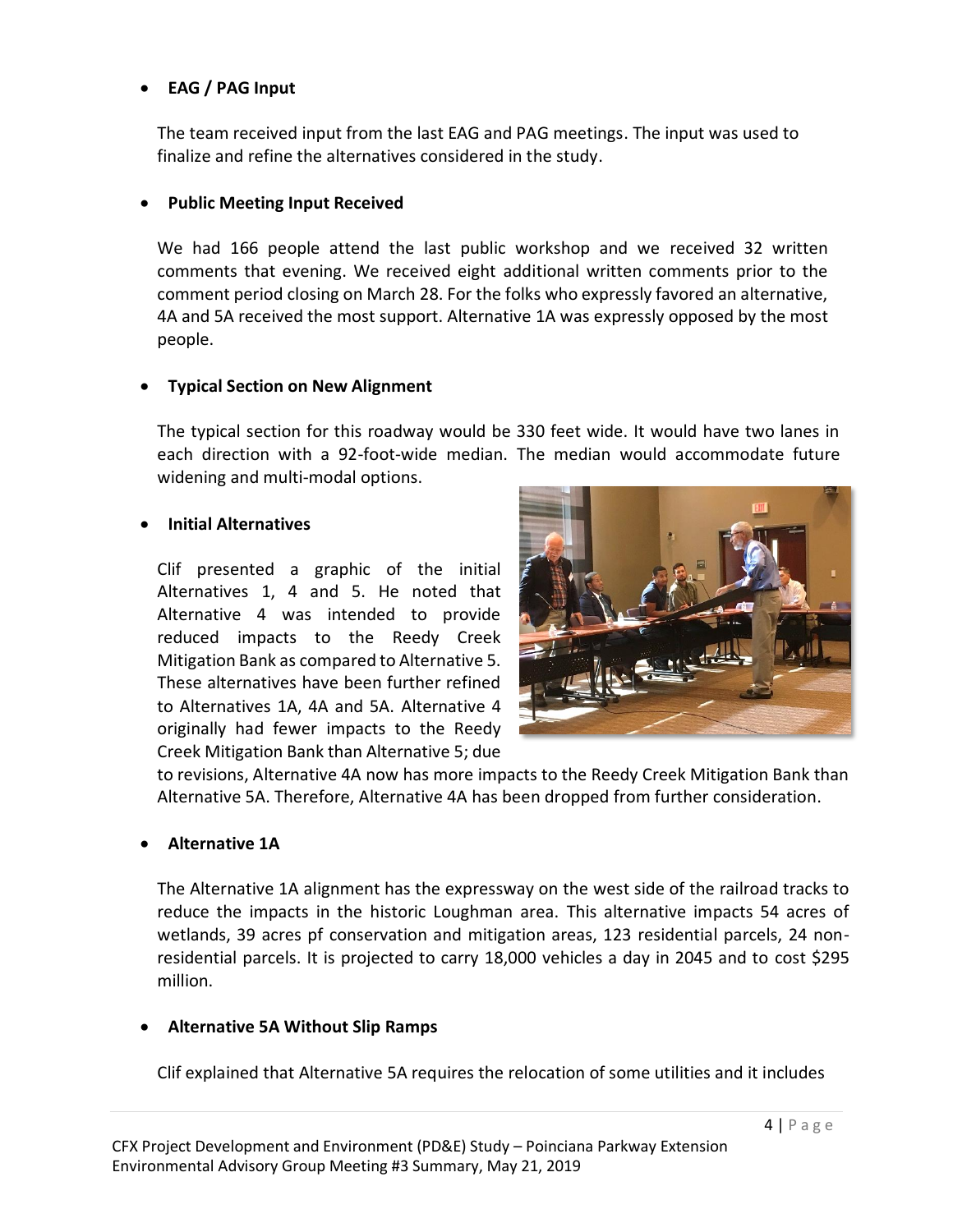- **EAG / PAG Input**

  The team received input from the last EAG and PAG meetings. The input was used to finalize and refine the alternatives considered in the study.

- **Public Meeting Input Received**

  We had 166 people attend the last public workshop and we received 32 written comments that evening. We received eight additional written comments prior to the comment period closing on March 28. For the folks who expressly favored an alternative, 4A and 5A received the most support. Alternative 1A was expressly opposed by the most people.

- **Typical Section on New Alignment**

  The typical section for this roadway would be 330 feet wide. It would have two lanes in each direction with a 92-foot-wide median. The median would accommodate future widening and multi-modal options.

- **Initial Alternatives**

  Clif presented a graphic of the initial Alternatives 1, 4 and 5. He noted that Alternative 4 was intended to provide reduced impacts to the Reedy Creek Mitigation Bank as compared to Alternative 5. These alternatives have been further refined to Alternatives 1A, 4A and 5A. Alternative 4 originally had fewer impacts to the Reedy Creek Mitigation Bank than Alternative 5; due to revisions, Alternative 4A now has more impacts to the Reedy Creek Mitigation Bank than Alternative 5A. Therefore, Alternative 4A has been dropped from further consideration.

- **Alternative 1A**

  The Alternative 1A alignment has the expressway on the west side of the railroad tracks to reduce the impacts in the historic Loughman area. This alternative impacts 54 acres of wetlands, 39 acres pf conservation and mitigation areas, 123 residential parcels, 24 non-residential parcels. It is projected to carry 18,000 vehicles a day in 2045 and to cost $295 million.

- **Alternative 5A Without Slip Ramps**

  Clif explained that Alternative 5A requires the relocation of some utilities and it includes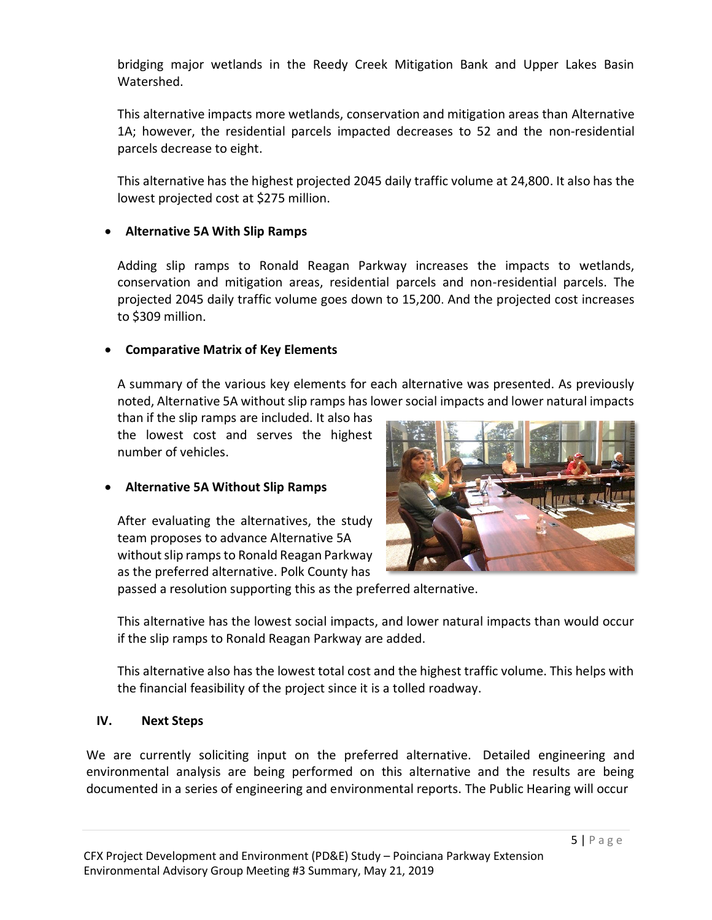bridging major wetlands in the Reedy Creek Mitigation Bank and Upper Lakes Basin Watershed.

This alternative impacts more wetlands, conservation and mitigation areas than Alternative 1A; however, the residential parcels impacted decreases to 52 and the non-residential parcels decrease to eight.

This alternative has the highest projected 2045 daily traffic volume at 24,800. It also has the lowest projected cost at $275 million.

- **Alternative 5A With Slip Ramps**

  Adding slip ramps to Ronald Reagan Parkway increases the impacts to wetlands, conservation and mitigation areas, residential parcels and non-residential parcels. The projected 2045 daily traffic volume goes down to 15,200. And the projected cost increases to $309 million.

- **Comparative Matrix of Key Elements**

  A summary of the various key elements for each alternative was presented. As previously noted, Alternative 5A without slip ramps has lower social impacts and lower natural impacts than if the slip ramps are included. It also has the lowest cost and serves the highest number of vehicles.

- **Alternative 5A Without Slip Ramps**

  After evaluating the alternatives, the study team proposes to advance Alternative 5A without slip ramps to Ronald Reagan Parkway as the preferred alternative. Polk County has passed a resolution supporting this as the preferred alternative.

  This alternative has the lowest social impacts, and lower natural impacts than would occur if the slip ramps to Ronald Reagan Parkway are added.

  This alternative also has the lowest total cost and the highest traffic volume. This helps with the financial feasibility of the project since it is a tolled roadway.

## IV. Next Steps

We are currently soliciting input on the preferred alternative. Detailed engineering and environmental analysis are being performed on this alternative and the results are being documented in a series of engineering and environmental reports. The Public Hearing will occur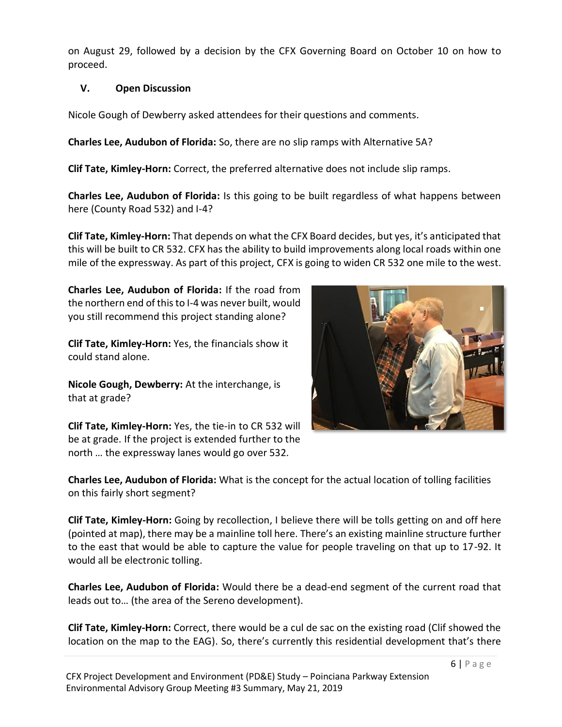on August 29, followed by a decision by the CFX Governing Board on October 10 on how to proceed.

## V. Open Discussion

Nicole Gough of Dewberry asked attendees for their questions and comments.

**Charles Lee, Audubon of Florida:** So, there are no slip ramps with Alternative 5A?

**Clif Tate, Kimley-Horn:** Correct, the preferred alternative does not include slip ramps.

**Charles Lee, Audubon of Florida:** Is this going to be built regardless of what happens between here (County Road 532) and I-4?

**Clif Tate, Kimley-Horn:** That depends on what the CFX Board decides, but yes, it's anticipated that this will be built to CR 532. CFX has the ability to build improvements along local roads within one mile of the expressway. As part of this project, CFX is going to widen CR 532 one mile to the west.

**Charles Lee, Audubon of Florida:** If the road from the northern end of this to I-4 was never built, would you still recommend this project standing alone?

**Clif Tate, Kimley-Horn:** Yes, the financials show it could stand alone.

**Nicole Gough, Dewberry:** At the interchange, is that at grade?

**Clif Tate, Kimley-Horn:** Yes, the tie-in to CR 532 will be at grade. If the project is extended further to the north … the expressway lanes would go over 532.

**Charles Lee, Audubon of Florida:** What is the concept for the actual location of tolling facilities on this fairly short segment?

**Clif Tate, Kimley-Horn:** Going by recollection, I believe there will be tolls getting on and off here (pointed at map), there may be a mainline toll here. There's an existing mainline structure further to the east that would be able to capture the value for people traveling on that up to 17-92. It would all be electronic tolling.

**Charles Lee, Audubon of Florida:** Would there be a dead-end segment of the current road that leads out to… (the area of the Sereno development).

**Clif Tate, Kimley-Horn:** Correct, there would be a cul de sac on the existing road (Clif showed the location on the map to the EAG). So, there's currently this residential development that's there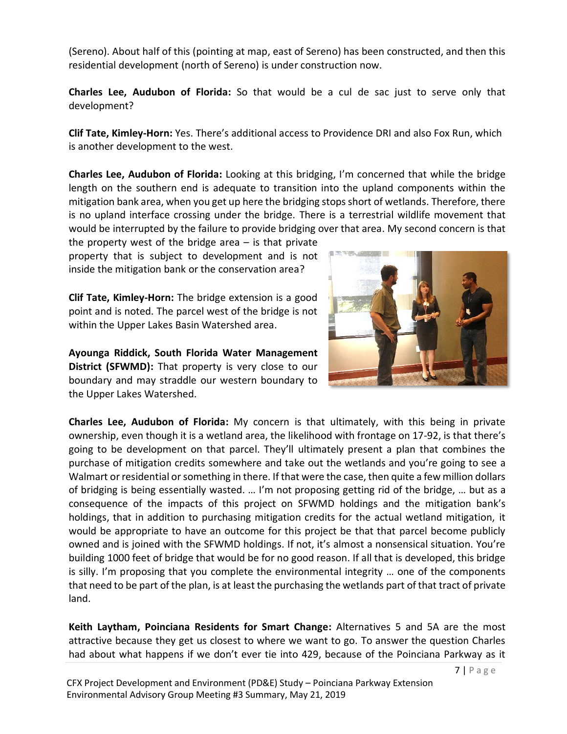(Sereno). About half of this (pointing at map, east of Sereno) has been constructed, and then this residential development (north of Sereno) is under construction now.

**Charles Lee, Audubon of Florida:** So that would be a cul de sac just to serve only that development?

**Clif Tate, Kimley-Horn:** Yes. There's additional access to Providence DRI and also Fox Run, which is another development to the west.

**Charles Lee, Audubon of Florida:** Looking at this bridging, I'm concerned that while the bridge length on the southern end is adequate to transition into the upland components within the mitigation bank area, when you get up here the bridging stops short of wetlands. Therefore, there is no upland interface crossing under the bridge. There is a terrestrial wildlife movement that would be interrupted by the failure to provide bridging over that area. My second concern is that the property west of the bridge area – is that private property that is subject to development and is not inside the mitigation bank or the conservation area?

**Clif Tate, Kimley-Horn:** The bridge extension is a good point and is noted. The parcel west of the bridge is not within the Upper Lakes Basin Watershed area.

**Ayounga Riddick, South Florida Water Management District (SFWMD):** That property is very close to our boundary and may straddle our western boundary to the Upper Lakes Watershed.

**Charles Lee, Audubon of Florida:** My concern is that ultimately, with this being in private ownership, even though it is a wetland area, the likelihood with frontage on 17-92, is that there's going to be development on that parcel. They'll ultimately present a plan that combines the purchase of mitigation credits somewhere and take out the wetlands and you're going to see a Walmart or residential or something in there. If that were the case, then quite a few million dollars of bridging is being essentially wasted. … I'm not proposing getting rid of the bridge, … but as a consequence of the impacts of this project on SFWMD holdings and the mitigation bank's holdings, that in addition to purchasing mitigation credits for the actual wetland mitigation, it would be appropriate to have an outcome for this project be that that parcel become publicly owned and is joined with the SFWMD holdings. If not, it's almost a nonsensical situation. You're building 1000 feet of bridge that would be for no good reason. If all that is developed, this bridge is silly. I'm proposing that you complete the environmental integrity … one of the components that need to be part of the plan, is at least the purchasing the wetlands part of that tract of private land.

**Keith Laytham, Poinciana Residents for Smart Change:** Alternatives 5 and 5A are the most attractive because they get us closest to where we want to go. To answer the question Charles had about what happens if we don't ever tie into 429, because of the Poinciana Parkway as it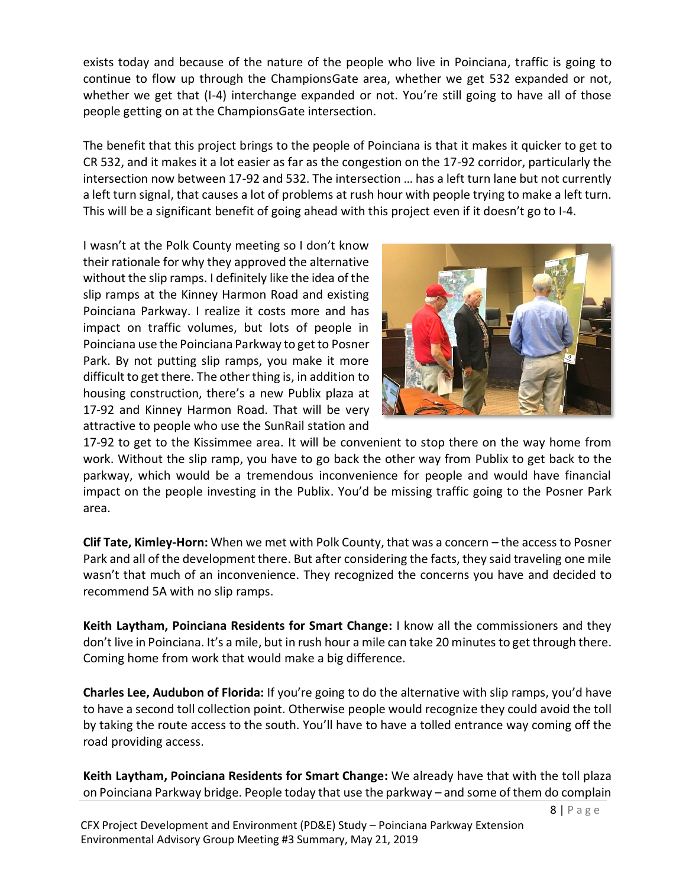exists today and because of the nature of the people who live in Poinciana, traffic is going to continue to flow up through the ChampionsGate area, whether we get 532 expanded or not, whether we get that (I-4) interchange expanded or not. You're still going to have all of those people getting on at the ChampionsGate intersection.

The benefit that this project brings to the people of Poinciana is that it makes it quicker to get to CR 532, and it makes it a lot easier as far as the congestion on the 17-92 corridor, particularly the intersection now between 17-92 and 532. The intersection … has a left turn lane but not currently a left turn signal, that causes a lot of problems at rush hour with people trying to make a left turn. This will be a significant benefit of going ahead with this project even if it doesn't go to I-4.

I wasn't at the Polk County meeting so I don't know their rationale for why they approved the alternative without the slip ramps. I definitely like the idea of the slip ramps at the Kinney Harmon Road and existing Poinciana Parkway. I realize it costs more and has impact on traffic volumes, but lots of people in Poinciana use the Poinciana Parkway to get to Posner Park. By not putting slip ramps, you make it more difficult to get there. The other thing is, in addition to housing construction, there's a new Publix plaza at 17-92 and Kinney Harmon Road. That will be very attractive to people who use the SunRail station and 17-92 to get to the Kissimmee area. It will be convenient to stop there on the way home from work. Without the slip ramp, you have to go back the other way from Publix to get back to the parkway, which would be a tremendous inconvenience for people and would have financial impact on the people investing in the Publix. You'd be missing traffic going to the Posner Park area.

**Clif Tate, Kimley-Horn:** When we met with Polk County, that was a concern – the access to Posner Park and all of the development there. But after considering the facts, they said traveling one mile wasn't that much of an inconvenience. They recognized the concerns you have and decided to recommend 5A with no slip ramps.

**Keith Laytham, Poinciana Residents for Smart Change:** I know all the commissioners and they don't live in Poinciana. It's a mile, but in rush hour a mile can take 20 minutes to get through there. Coming home from work that would make a big difference.

**Charles Lee, Audubon of Florida:** If you're going to do the alternative with slip ramps, you'd have to have a second toll collection point. Otherwise people would recognize they could avoid the toll by taking the route access to the south. You'll have to have a tolled entrance way coming off the road providing access.

**Keith Laytham, Poinciana Residents for Smart Change:** We already have that with the toll plaza on Poinciana Parkway bridge. People today that use the parkway – and some of them do complain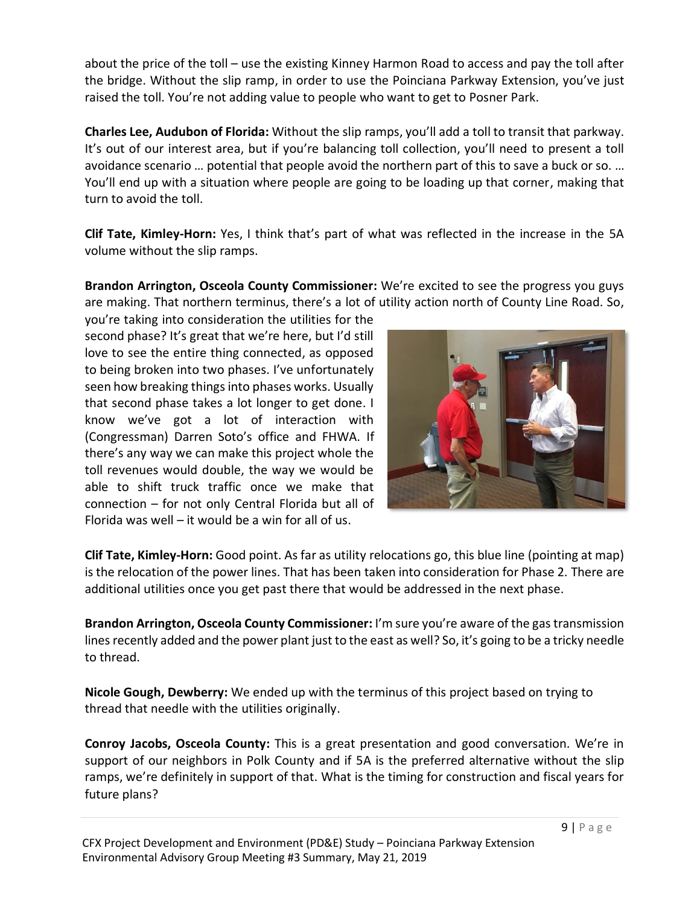about the price of the toll – use the existing Kinney Harmon Road to access and pay the toll after the bridge. Without the slip ramp, in order to use the Poinciana Parkway Extension, you've just raised the toll. You're not adding value to people who want to get to Posner Park.

**Charles Lee, Audubon of Florida:** Without the slip ramps, you'll add a toll to transit that parkway. It's out of our interest area, but if you're balancing toll collection, you'll need to present a toll avoidance scenario … potential that people avoid the northern part of this to save a buck or so. … You'll end up with a situation where people are going to be loading up that corner, making that turn to avoid the toll.

**Clif Tate, Kimley-Horn:** Yes, I think that's part of what was reflected in the increase in the 5A volume without the slip ramps.

**Brandon Arrington, Osceola County Commissioner:** We're excited to see the progress you guys are making. That northern terminus, there's a lot of utility action north of County Line Road. So, you're taking into consideration the utilities for the second phase? It's great that we're here, but I'd still love to see the entire thing connected, as opposed to being broken into two phases. I've unfortunately seen how breaking things into phases works. Usually that second phase takes a lot longer to get done. I know we've got a lot of interaction with (Congressman) Darren Soto's office and FHWA. If there's any way we can make this project whole the toll revenues would double, the way we would be able to shift truck traffic once we make that connection – for not only Central Florida but all of Florida was well – it would be a win for all of us.

**Clif Tate, Kimley-Horn:** Good point. As far as utility relocations go, this blue line (pointing at map) is the relocation of the power lines. That has been taken into consideration for Phase 2. There are additional utilities once you get past there that would be addressed in the next phase.

**Brandon Arrington, Osceola County Commissioner:** I'm sure you're aware of the gas transmission lines recently added and the power plant just to the east as well? So, it's going to be a tricky needle to thread.

**Nicole Gough, Dewberry:** We ended up with the terminus of this project based on trying to thread that needle with the utilities originally.

**Conroy Jacobs, Osceola County:** This is a great presentation and good conversation. We're in support of our neighbors in Polk County and if 5A is the preferred alternative without the slip ramps, we're definitely in support of that. What is the timing for construction and fiscal years for future plans?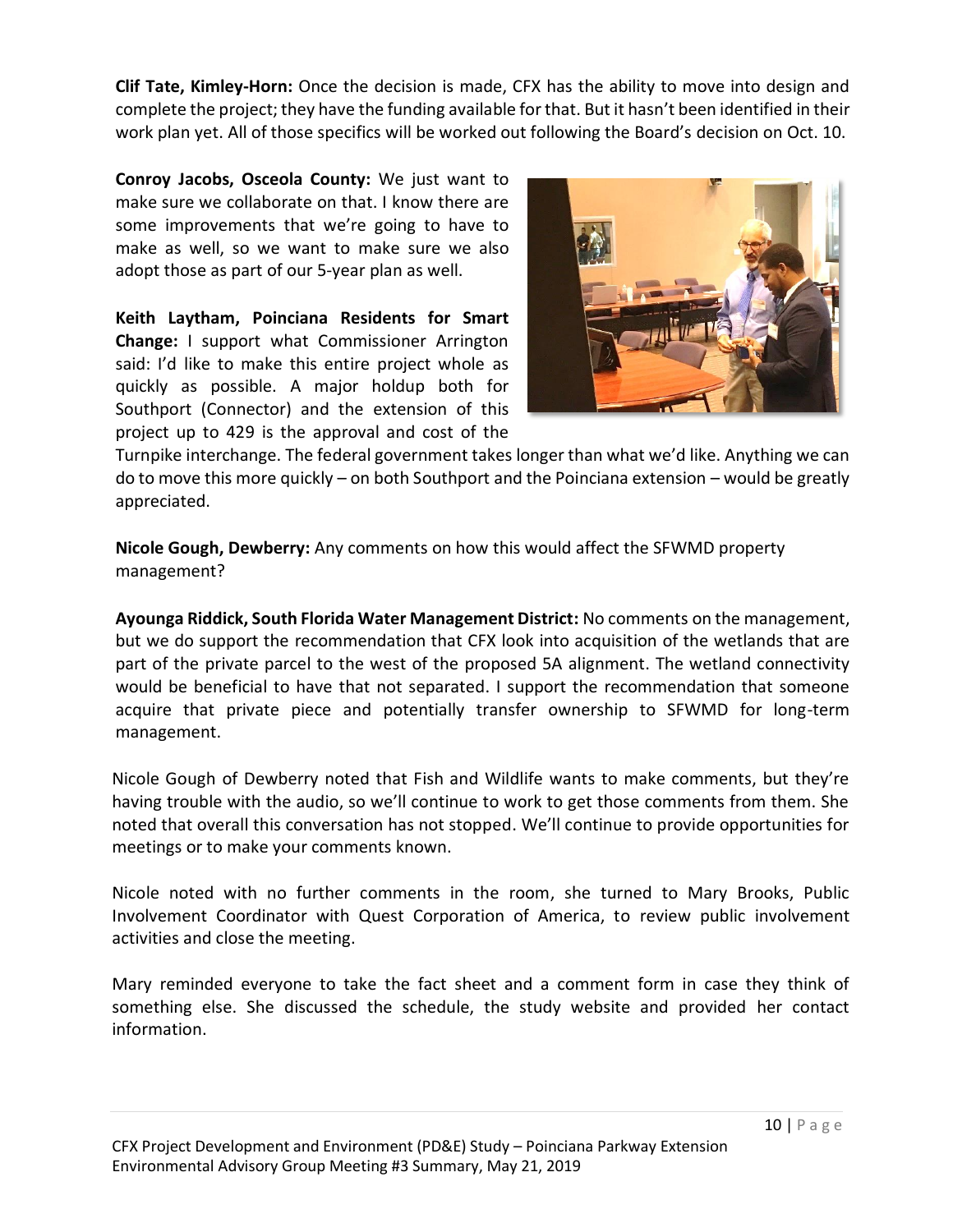**Clif Tate, Kimley-Horn:** Once the decision is made, CFX has the ability to move into design and complete the project; they have the funding available for that. But it hasn't been identified in their work plan yet. All of those specifics will be worked out following the Board's decision on Oct. 10.

**Conroy Jacobs, Osceola County:** We just want to make sure we collaborate on that. I know there are some improvements that we're going to have to make as well, so we want to make sure we also adopt those as part of our 5-year plan as well.

**Keith Laytham, Poinciana Residents for Smart Change:** I support what Commissioner Arrington said: I'd like to make this entire project whole as quickly as possible. A major holdup both for Southport (Connector) and the extension of this project up to 429 is the approval and cost of the Turnpike interchange. The federal government takes longer than what we'd like. Anything we can do to move this more quickly – on both Southport and the Poinciana extension – would be greatly appreciated.

**Nicole Gough, Dewberry:** Any comments on how this would affect the SFWMD property management?

**Ayounga Riddick, South Florida Water Management District:** No comments on the management, but we do support the recommendation that CFX look into acquisition of the wetlands that are part of the private parcel to the west of the proposed 5A alignment. The wetland connectivity would be beneficial to have that not separated. I support the recommendation that someone acquire that private piece and potentially transfer ownership to SFWMD for long-term management.

Nicole Gough of Dewberry noted that Fish and Wildlife wants to make comments, but they're having trouble with the audio, so we'll continue to work to get those comments from them. She noted that overall this conversation has not stopped. We'll continue to provide opportunities for meetings or to make your comments known.

Nicole noted with no further comments in the room, she turned to Mary Brooks, Public Involvement Coordinator with Quest Corporation of America, to review public involvement activities and close the meeting.

Mary reminded everyone to take the fact sheet and a comment form in case they think of something else. She discussed the schedule, the study website and provided her contact information.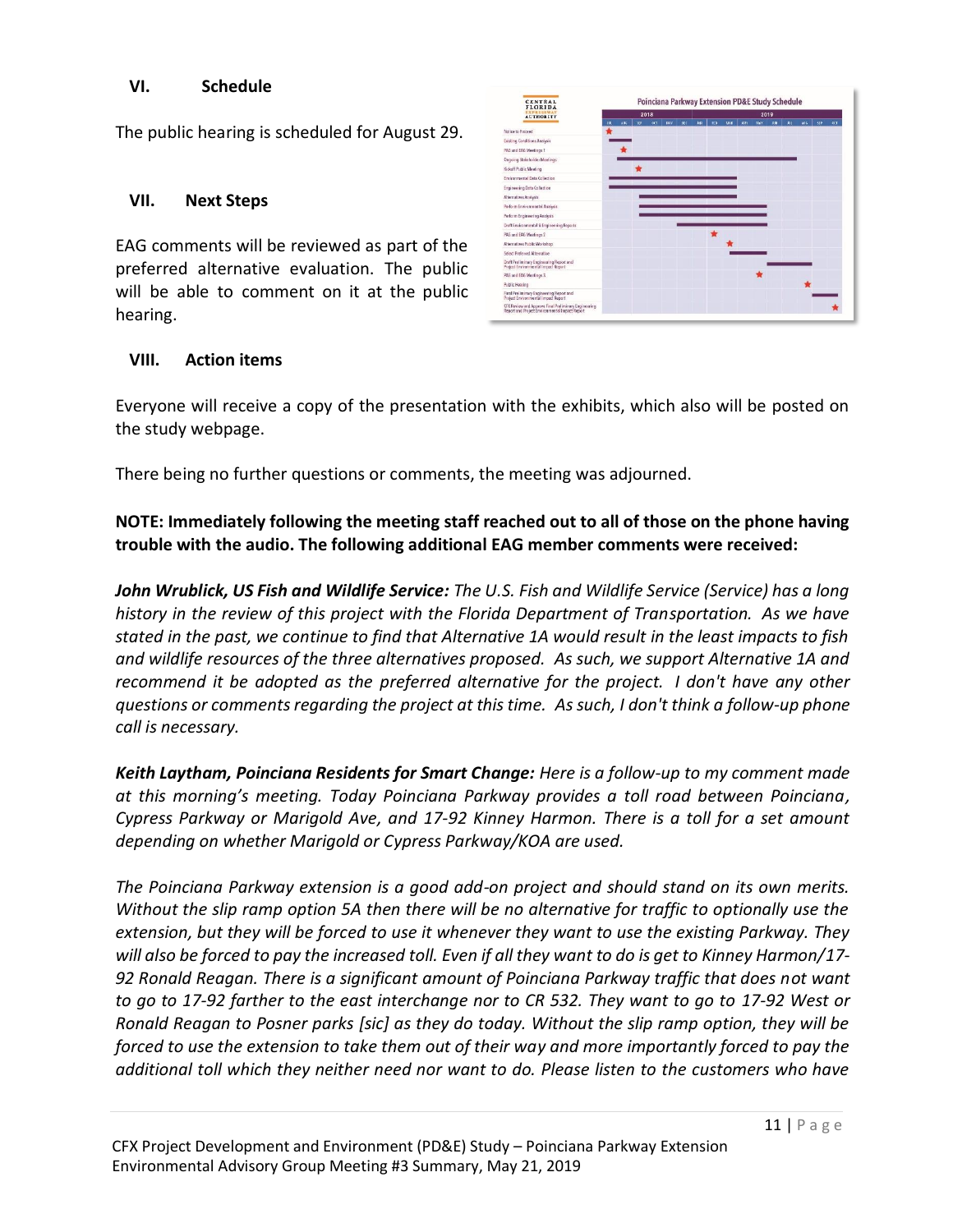## VI. Schedule

The public hearing is scheduled for August 29.

## VII. Next Steps

EAG comments will be reviewed as part of the preferred alternative evaluation. The public will be able to comment on it at the public hearing.

## VIII. Action items

Everyone will receive a copy of the presentation with the exhibits, which also will be posted on the study webpage.

There being no further questions or comments, the meeting was adjourned.

**NOTE: Immediately following the meeting staff reached out to all of those on the phone having trouble with the audio. The following additional EAG member comments were received:**

***John Wrublick, US Fish and Wildlife Service:*** *The U.S. Fish and Wildlife Service (Service) has a long history in the review of this project with the Florida Department of Transportation. As we have stated in the past, we continue to find that Alternative 1A would result in the least impacts to fish and wildlife resources of the three alternatives proposed. As such, we support Alternative 1A and recommend it be adopted as the preferred alternative for the project. I don't have any other questions or comments regarding the project at this time. As such, I don't think a follow-up phone call is necessary.*

***Keith Laytham, Poinciana Residents for Smart Change:*** *Here is a follow-up to my comment made at this morning's meeting. Today Poinciana Parkway provides a toll road between Poinciana, Cypress Parkway or Marigold Ave, and 17-92 Kinney Harmon. There is a toll for a set amount depending on whether Marigold or Cypress Parkway/KOA are used.*

*The Poinciana Parkway extension is a good add-on project and should stand on its own merits. Without the slip ramp option 5A then there will be no alternative for traffic to optionally use the extension, but they will be forced to use it whenever they want to use the existing Parkway. They will also be forced to pay the increased toll. Even if all they want to do is get to Kinney Harmon/17-92 Ronald Reagan. There is a significant amount of Poinciana Parkway traffic that does not want to go to 17-92 farther to the east interchange nor to CR 532. They want to go to 17-92 West or Ronald Reagan to Posner parks [sic] as they do today. Without the slip ramp option, they will be forced to use the extension to take them out of their way and more importantly forced to pay the additional toll which they neither need nor want to do. Please listen to the customers who have*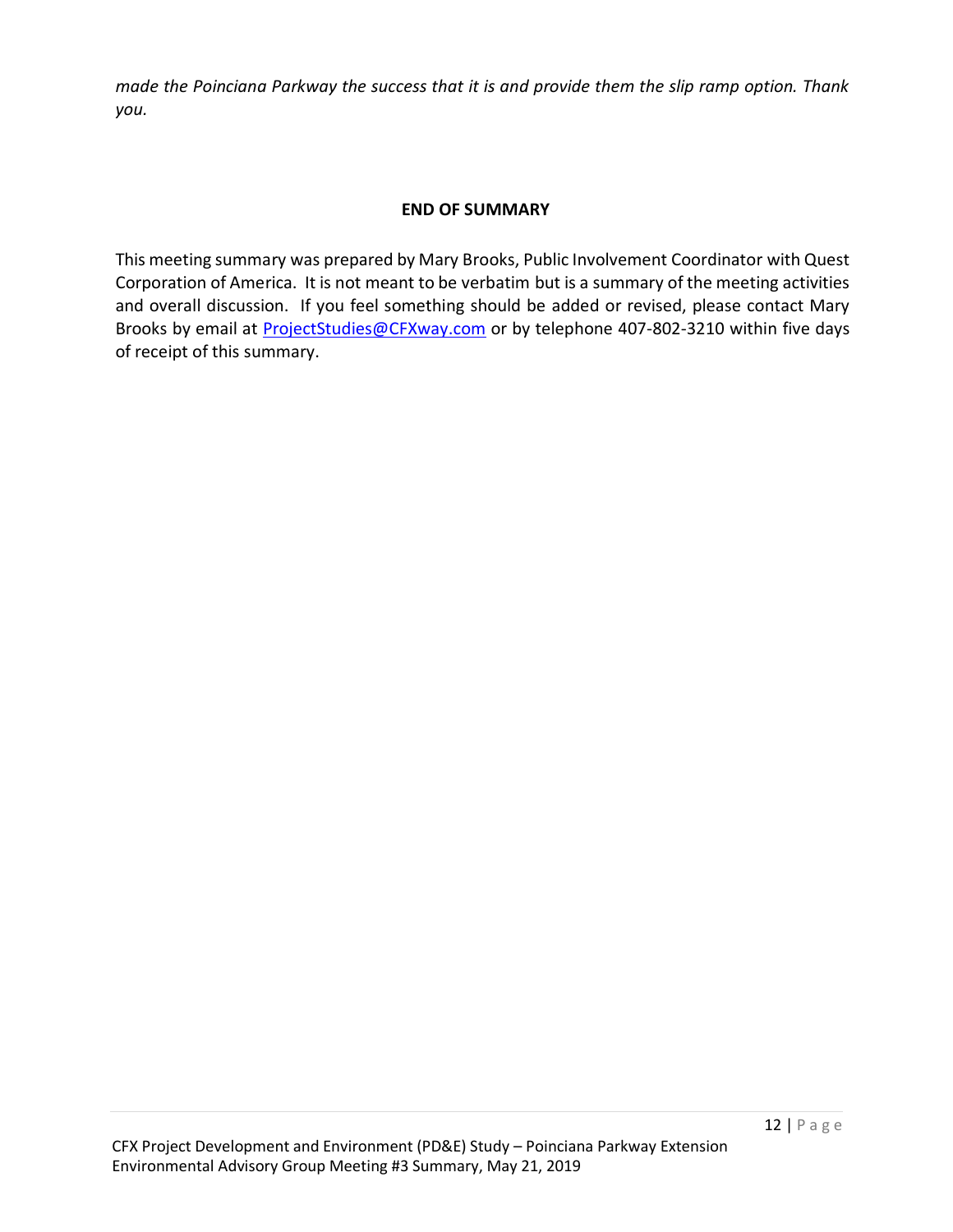*made the Poinciana Parkway the success that it is and provide them the slip ramp option. Thank you.*

**END OF SUMMARY**

This meeting summary was prepared by Mary Brooks, Public Involvement Coordinator with Quest Corporation of America. It is not meant to be verbatim but is a summary of the meeting activities and overall discussion. If you feel something should be added or revised, please contact Mary Brooks by email at ProjectStudies@CFXway.com or by telephone 407-802-3210 within five days of receipt of this summary.